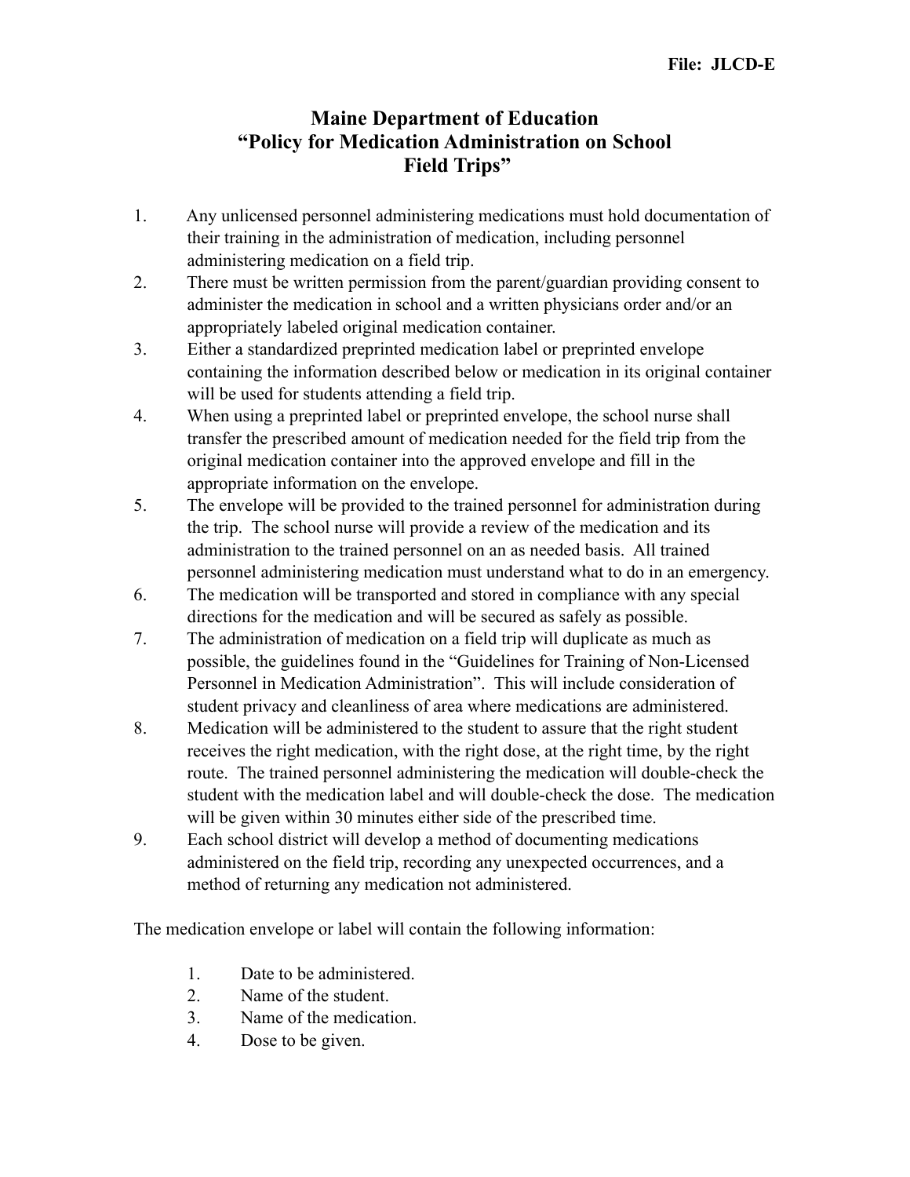File: JLCD-E

# Maine Department of Education
# "Policy for Medication Administration on School Field Trips"

1. Any unlicensed personnel administering medications must hold documentation of their training in the administration of medication, including personnel administering medication on a field trip.
2. There must be written permission from the parent/guardian providing consent to administer the medication in school and a written physicians order and/or an appropriately labeled original medication container.
3. Either a standardized preprinted medication label or preprinted envelope containing the information described below or medication in its original container will be used for students attending a field trip.
4. When using a preprinted label or preprinted envelope, the school nurse shall transfer the prescribed amount of medication needed for the field trip from the original medication container into the approved envelope and fill in the appropriate information on the envelope.
5. The envelope will be provided to the trained personnel for administration during the trip. The school nurse will provide a review of the medication and its administration to the trained personnel on an as needed basis. All trained personnel administering medication must understand what to do in an emergency.
6. The medication will be transported and stored in compliance with any special directions for the medication and will be secured as safely as possible.
7. The administration of medication on a field trip will duplicate as much as possible, the guidelines found in the "Guidelines for Training of Non-Licensed Personnel in Medication Administration". This will include consideration of student privacy and cleanliness of area where medications are administered.
8. Medication will be administered to the student to assure that the right student receives the right medication, with the right dose, at the right time, by the right route. The trained personnel administering the medication will double-check the student with the medication label and will double-check the dose. The medication will be given within 30 minutes either side of the prescribed time.
9. Each school district will develop a method of documenting medications administered on the field trip, recording any unexpected occurrences, and a method of returning any medication not administered.

The medication envelope or label will contain the following information:

1. Date to be administered.
2. Name of the student.
3. Name of the medication.
4. Dose to be given.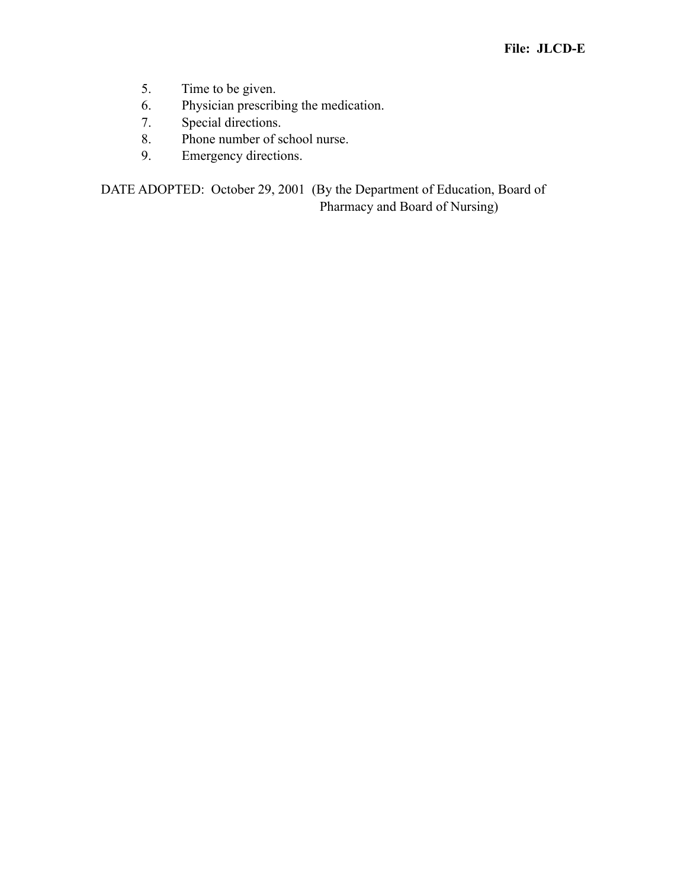5. Time to be given.
6. Physician prescribing the medication.
7. Special directions.
8. Phone number of school nurse.
9. Emergency directions.

DATE ADOPTED: October 29, 2001 (By the Department of Education, Board of Pharmacy and Board of Nursing)